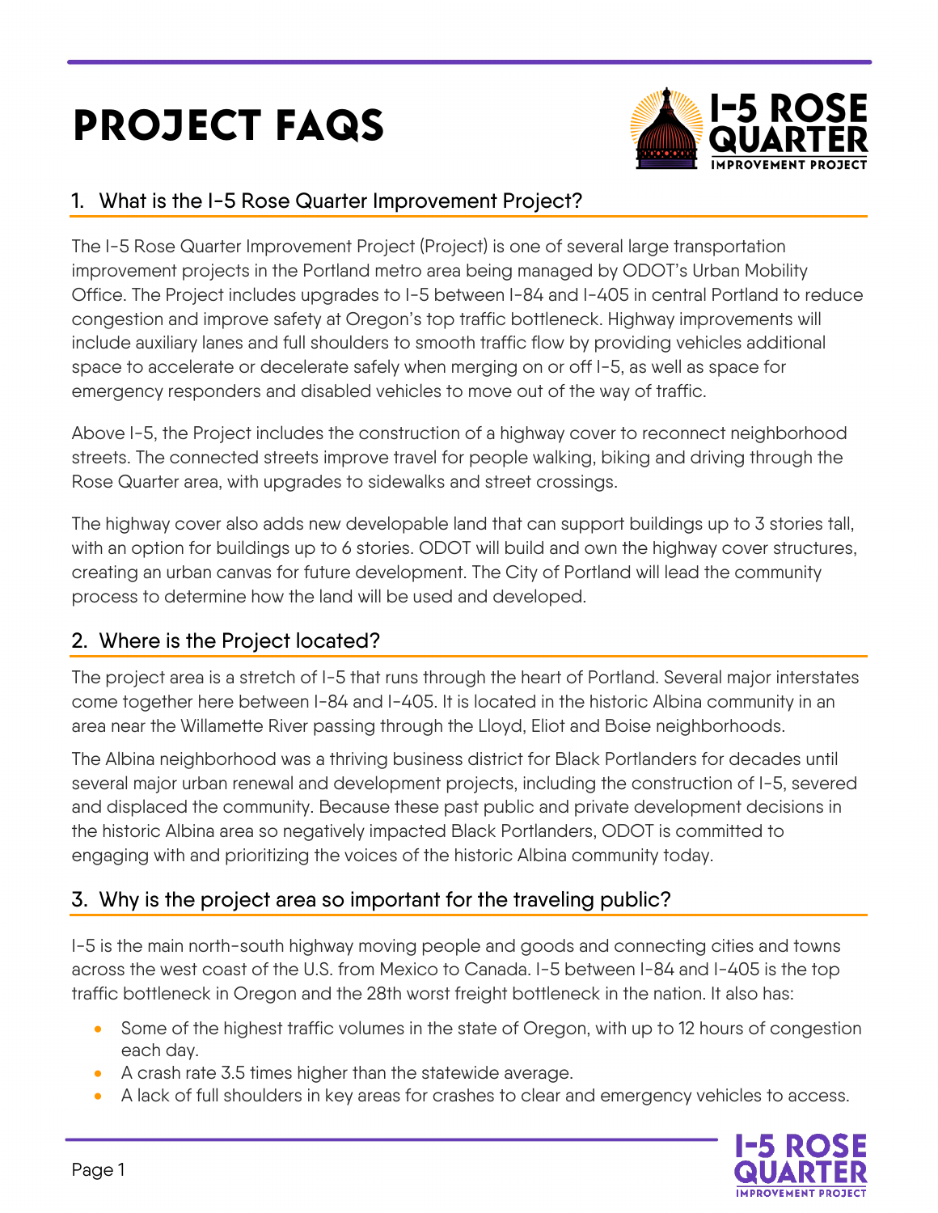# PROJECT FAQS

## 1. What is the I-5 Rose Quarter Improvement Project?

The I-5 Rose Quarter Improvement Project (Project) is one of several large transportation improvement projects in the Portland metro area being managed by ODOT's Urban Mobility Office. The Project includes upgrades to I-5 between I-84 and I-405 in central Portland to reduce congestion and improve safety at Oregon's top traffic bottleneck. Highway improvements will include auxiliary lanes and full shoulders to smooth traffic flow by providing vehicles additional space to accelerate or decelerate safely when merging on or off I-5, as well as space for emergency responders and disabled vehicles to move out of the way of traffic.

Above I-5, the Project includes the construction of a highway cover to reconnect neighborhood streets. The connected streets improve travel for people walking, biking and driving through the Rose Quarter area, with upgrades to sidewalks and street crossings.

The highway cover also adds new developable land that can support buildings up to 3 stories tall, with an option for buildings up to 6 stories. ODOT will build and own the highway cover structures, creating an urban canvas for future development. The City of Portland will lead the community process to determine how the land will be used and developed.

## 2. Where is the Project located?

The project area is a stretch of I-5 that runs through the heart of Portland. Several major interstates come together here between I-84 and I-405. It is located in the historic Albina community in an area near the Willamette River passing through the Lloyd, Eliot and Boise neighborhoods.

The Albina neighborhood was a thriving business district for Black Portlanders for decades until several major urban renewal and development projects, including the construction of I-5, severed and displaced the community. Because these past public and private development decisions in the historic Albina area so negatively impacted Black Portlanders, ODOT is committed to engaging with and prioritizing the voices of the historic Albina community today.

## 3. Why is the project area so important for the traveling public?

I-5 is the main north-south highway moving people and goods and connecting cities and towns across the west coast of the U.S. from Mexico to Canada. I-5 between I-84 and I-405 is the top traffic bottleneck in Oregon and the 28th worst freight bottleneck in the nation. It also has:

- Some of the highest traffic volumes in the state of Oregon, with up to 12 hours of congestion each day.
- A crash rate 3.5 times higher than the statewide average.
- A lack of full shoulders in key areas for crashes to clear and emergency vehicles to access.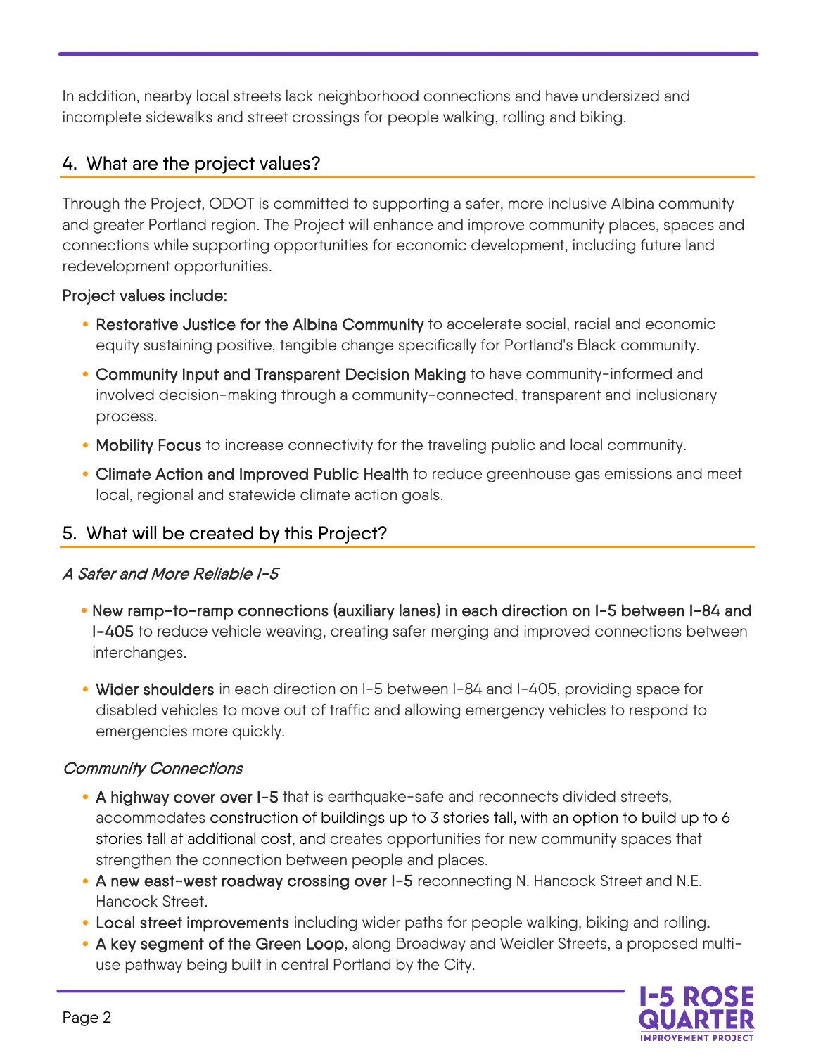In addition, nearby local streets lack neighborhood connections and have undersized and incomplete sidewalks and street crossings for people walking, rolling and biking.

## 4. What are the project values?

Through the Project, ODOT is committed to supporting a safer, more inclusive Albina community and greater Portland region. The Project will enhance and improve community places, spaces and connections while supporting opportunities for economic development, including future land redevelopment opportunities.

Project values include:

- **Restorative Justice for the Albina Community** to accelerate social, racial and economic equity sustaining positive, tangible change specifically for Portland's Black community.
- **Community Input and Transparent Decision Making** to have community-informed and involved decision-making through a community-connected, transparent and inclusionary process.
- **Mobility Focus** to increase connectivity for the traveling public and local community.
- **Climate Action and Improved Public Health** to reduce greenhouse gas emissions and meet local, regional and statewide climate action goals.

## 5. What will be created by this Project?

### *A Safer and More Reliable I-5*

- **New ramp-to-ramp connections (auxiliary lanes) in each direction on I-5 between I-84 and I-405** to reduce vehicle weaving, creating safer merging and improved connections between interchanges.
- **Wider shoulders** in each direction on I-5 between I-84 and I-405, providing space for disabled vehicles to move out of traffic and allowing emergency vehicles to respond to emergencies more quickly.

### *Community Connections*

- **A highway cover over I-5** that is earthquake-safe and reconnects divided streets, accommodates **construction of buildings up to 3 stories tall, with an option to build up to 6 stories tall at additional cost, and** creates opportunities for new community spaces that strengthen the connection between people and places.
- **A new east-west roadway crossing over I-5** reconnecting N. Hancock Street and N.E. Hancock Street.
- **Local street improvements** including wider paths for people walking, biking and rolling.
- **A key segment of the Green Loop**, along Broadway and Weidler Streets, a proposed multi-use pathway being built in central Portland by the City.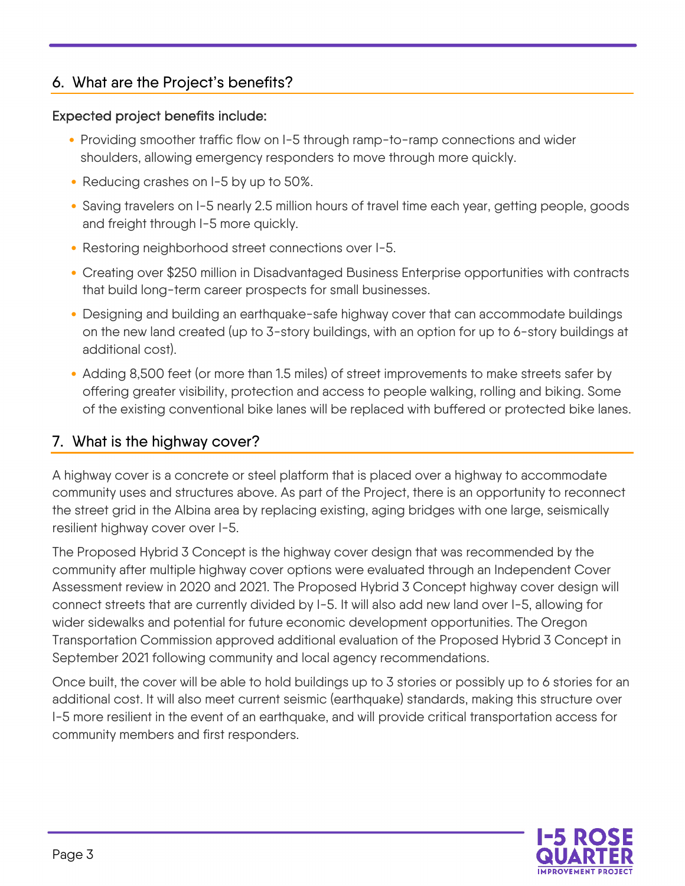## 6. What are the Project's benefits?

**Expected project benefits include:**

- Providing smoother traffic flow on I-5 through ramp-to-ramp connections and wider shoulders, allowing emergency responders to move through more quickly.
- Reducing crashes on I-5 by up to 50%.
- Saving travelers on I-5 nearly 2.5 million hours of travel time each year, getting people, goods and freight through I-5 more quickly.
- Restoring neighborhood street connections over I-5.
- Creating over $250 million in Disadvantaged Business Enterprise opportunities with contracts that build long-term career prospects for small businesses.
- Designing and building an earthquake-safe highway cover that can accommodate buildings on the new land created (up to 3-story buildings, with an option for up to 6-story buildings at additional cost).
- Adding 8,500 feet (or more than 1.5 miles) of street improvements to make streets safer by offering greater visibility, protection and access to people walking, rolling and biking. Some of the existing conventional bike lanes will be replaced with buffered or protected bike lanes.

## 7. What is the highway cover?

A highway cover is a concrete or steel platform that is placed over a highway to accommodate community uses and structures above. As part of the Project, there is an opportunity to reconnect the street grid in the Albina area by replacing existing, aging bridges with one large, seismically resilient highway cover over I-5.

The Proposed Hybrid 3 Concept is the highway cover design that was recommended by the community after multiple highway cover options were evaluated through an Independent Cover Assessment review in 2020 and 2021. The Proposed Hybrid 3 Concept highway cover design will connect streets that are currently divided by I-5. It will also add new land over I-5, allowing for wider sidewalks and potential for future economic development opportunities. The Oregon Transportation Commission approved additional evaluation of the Proposed Hybrid 3 Concept in September 2021 following community and local agency recommendations.

Once built, the cover will be able to hold buildings up to 3 stories or possibly up to 6 stories for an additional cost. It will also meet current seismic (earthquake) standards, making this structure over I-5 more resilient in the event of an earthquake, and will provide critical transportation access for community members and first responders.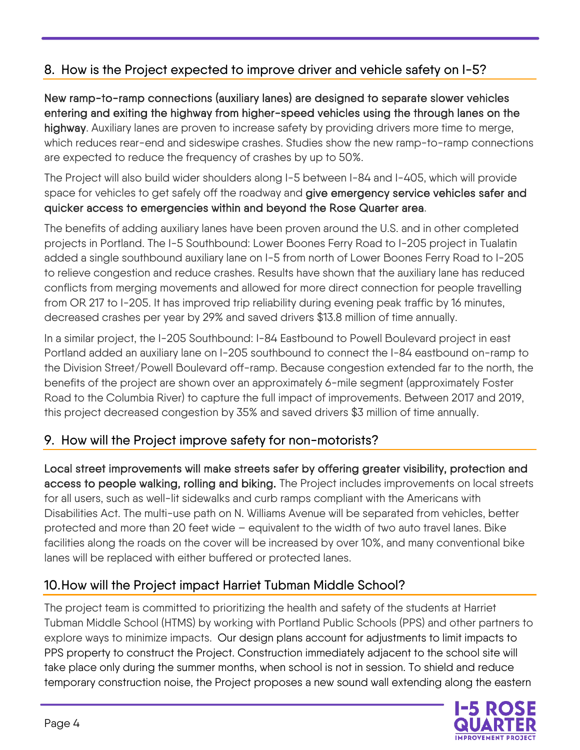## 8. How is the Project expected to improve driver and vehicle safety on I-5?

**New ramp-to-ramp connections (auxiliary lanes) are designed to separate slower vehicles entering and exiting the highway from higher-speed vehicles using the through lanes on the highway**. Auxiliary lanes are proven to increase safety by providing drivers more time to merge, which reduces rear-end and sideswipe crashes. Studies show the new ramp-to-ramp connections are expected to reduce the frequency of crashes by up to 50%.

The Project will also build wider shoulders along I-5 between I-84 and I-405, which will provide space for vehicles to get safely off the roadway and **give emergency service vehicles safer and quicker access to emergencies within and beyond the Rose Quarter area**.

The benefits of adding auxiliary lanes have been proven around the U.S. and in other completed projects in Portland. The I-5 Southbound: Lower Boones Ferry Road to I-205 project in Tualatin added a single southbound auxiliary lane on I-5 from north of Lower Boones Ferry Road to I-205 to relieve congestion and reduce crashes. Results have shown that the auxiliary lane has reduced conflicts from merging movements and allowed for more direct connection for people travelling from OR 217 to I-205. It has improved trip reliability during evening peak traffic by 16 minutes, decreased crashes per year by 29% and saved drivers $13.8 million of time annually.

In a similar project, the I-205 Southbound: I-84 Eastbound to Powell Boulevard project in east Portland added an auxiliary lane on I-205 southbound to connect the I-84 eastbound on-ramp to the Division Street/Powell Boulevard off-ramp. Because congestion extended far to the north, the benefits of the project are shown over an approximately 6-mile segment (approximately Foster Road to the Columbia River) to capture the full impact of improvements. Between 2017 and 2019, this project decreased congestion by 35% and saved drivers $3 million of time annually.

## 9. How will the Project improve safety for non-motorists?

**Local street improvements will make streets safer by offering greater visibility, protection and access to people walking, rolling and biking.** The Project includes improvements on local streets for all users, such as well-lit sidewalks and curb ramps compliant with the Americans with Disabilities Act. The multi-use path on N. Williams Avenue will be separated from vehicles, better protected and more than 20 feet wide – equivalent to the width of two auto travel lanes. Bike facilities along the roads on the cover will be increased by over 10%, and many conventional bike lanes will be replaced with either buffered or protected lanes.

## 10. How will the Project impact Harriet Tubman Middle School?

The project team is committed to prioritizing the health and safety of the students at Harriet Tubman Middle School (HTMS) by working with Portland Public Schools (PPS) and other partners to explore ways to minimize impacts. Our design plans account for adjustments to limit impacts to PPS property to construct the Project. Construction immediately adjacent to the school site will take place only during the summer months, when school is not in session. To shield and reduce temporary construction noise, the Project proposes a new sound wall extending along the eastern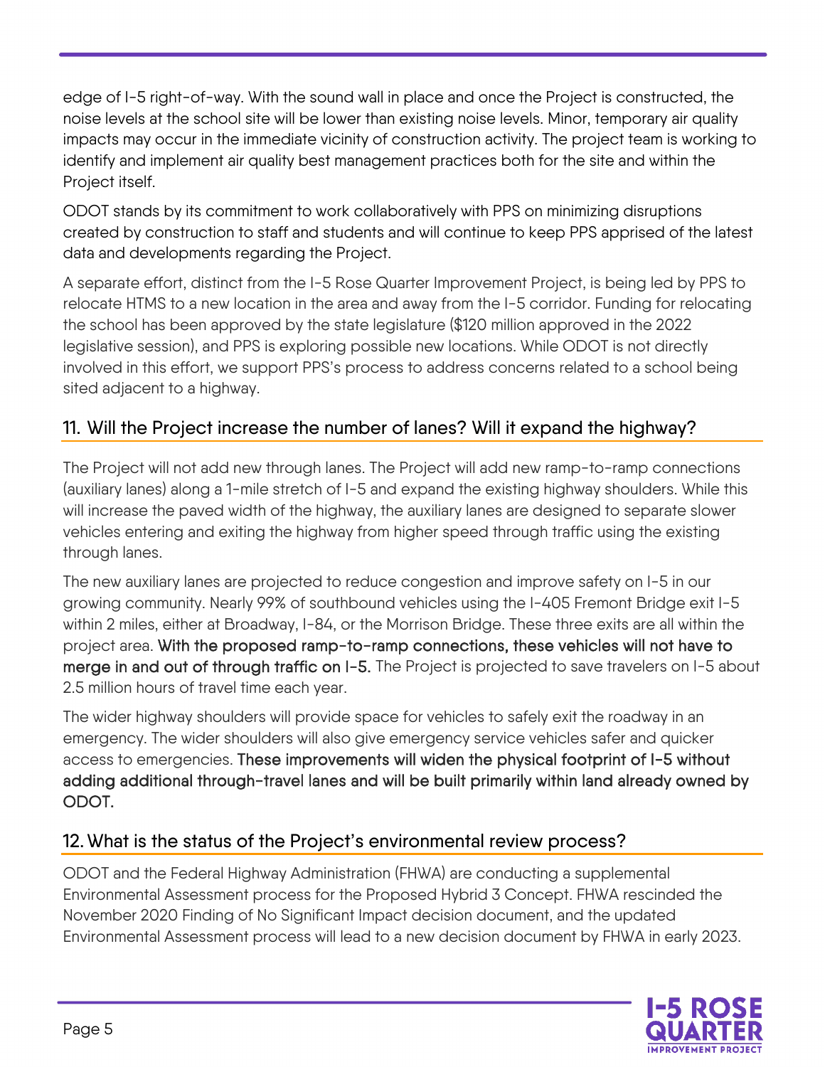edge of I-5 right-of-way. With the sound wall in place and once the Project is constructed, the noise levels at the school site will be lower than existing noise levels. Minor, temporary air quality impacts may occur in the immediate vicinity of construction activity. The project team is working to identify and implement air quality best management practices both for the site and within the Project itself.

ODOT stands by its commitment to work collaboratively with PPS on minimizing disruptions created by construction to staff and students and will continue to keep PPS apprised of the latest data and developments regarding the Project.

A separate effort, distinct from the I-5 Rose Quarter Improvement Project, is being led by PPS to relocate HTMS to a new location in the area and away from the I-5 corridor. Funding for relocating the school has been approved by the state legislature ($120 million approved in the 2022 legislative session), and PPS is exploring possible new locations. While ODOT is not directly involved in this effort, we support PPS's process to address concerns related to a school being sited adjacent to a highway.

## 11. Will the Project increase the number of lanes? Will it expand the highway?

The Project will not add new through lanes. The Project will add new ramp-to-ramp connections (auxiliary lanes) along a 1-mile stretch of I-5 and expand the existing highway shoulders. While this will increase the paved width of the highway, the auxiliary lanes are designed to separate slower vehicles entering and exiting the highway from higher speed through traffic using the existing through lanes.

The new auxiliary lanes are projected to reduce congestion and improve safety on I-5 in our growing community. Nearly 99% of southbound vehicles using the I-405 Fremont Bridge exit I-5 within 2 miles, either at Broadway, I-84, or the Morrison Bridge. These three exits are all within the project area. **With the proposed ramp-to-ramp connections, these vehicles will not have to merge in and out of through traffic on I-5.** The Project is projected to save travelers on I-5 about 2.5 million hours of travel time each year.

The wider highway shoulders will provide space for vehicles to safely exit the roadway in an emergency. The wider shoulders will also give emergency service vehicles safer and quicker access to emergencies. **These improvements will widen the physical footprint of I-5 without adding additional through-travel lanes and will be built primarily within land already owned by ODOT.**

## 12. What is the status of the Project's environmental review process?

ODOT and the Federal Highway Administration (FHWA) are conducting a supplemental Environmental Assessment process for the Proposed Hybrid 3 Concept. FHWA rescinded the November 2020 Finding of No Significant Impact decision document, and the updated Environmental Assessment process will lead to a new decision document by FHWA in early 2023.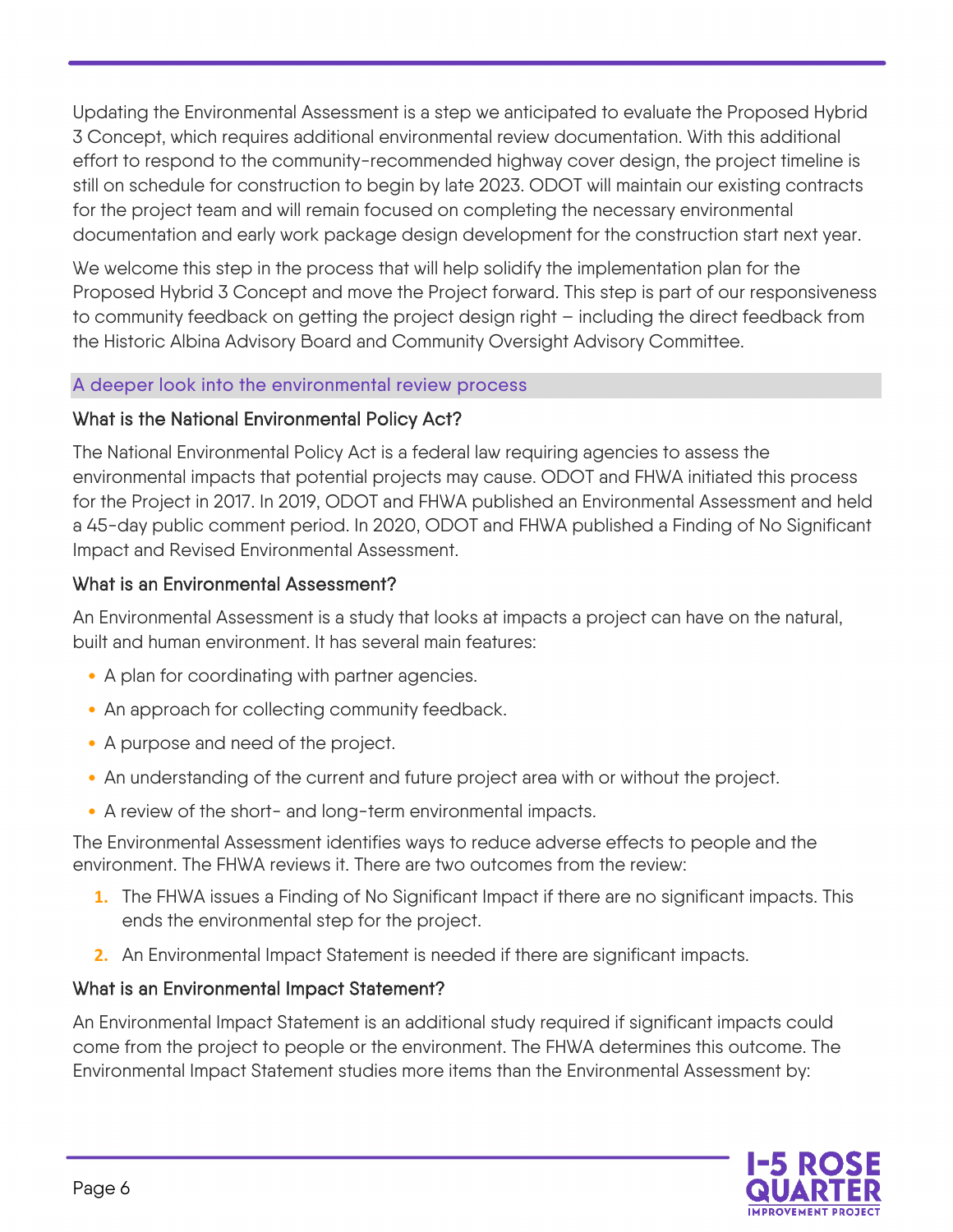Updating the Environmental Assessment is a step we anticipated to evaluate the Proposed Hybrid 3 Concept, which requires additional environmental review documentation. With this additional effort to respond to the community-recommended highway cover design, the project timeline is still on schedule for construction to begin by late 2023. ODOT will maintain our existing contracts for the project team and will remain focused on completing the necessary environmental documentation and early work package design development for the construction start next year.

We welcome this step in the process that will help solidify the implementation plan for the Proposed Hybrid 3 Concept and move the Project forward. This step is part of our responsiveness to community feedback on getting the project design right – including the direct feedback from the Historic Albina Advisory Board and Community Oversight Advisory Committee.

## A deeper look into the environmental review process

### What is the National Environmental Policy Act?

The National Environmental Policy Act is a federal law requiring agencies to assess the environmental impacts that potential projects may cause. ODOT and FHWA initiated this process for the Project in 2017. In 2019, ODOT and FHWA published an Environmental Assessment and held a 45-day public comment period. In 2020, ODOT and FHWA published a Finding of No Significant Impact and Revised Environmental Assessment.

### What is an Environmental Assessment?

An Environmental Assessment is a study that looks at impacts a project can have on the natural, built and human environment. It has several main features:

- A plan for coordinating with partner agencies.
- An approach for collecting community feedback.
- A purpose and need of the project.
- An understanding of the current and future project area with or without the project.
- A review of the short- and long-term environmental impacts.

The Environmental Assessment identifies ways to reduce adverse effects to people and the environment. The FHWA reviews it. There are two outcomes from the review:

1. The FHWA issues a Finding of No Significant Impact if there are no significant impacts. This ends the environmental step for the project.
2. An Environmental Impact Statement is needed if there are significant impacts.

### What is an Environmental Impact Statement?

An Environmental Impact Statement is an additional study required if significant impacts could come from the project to people or the environment. The FHWA determines this outcome. The Environmental Impact Statement studies more items than the Environmental Assessment by: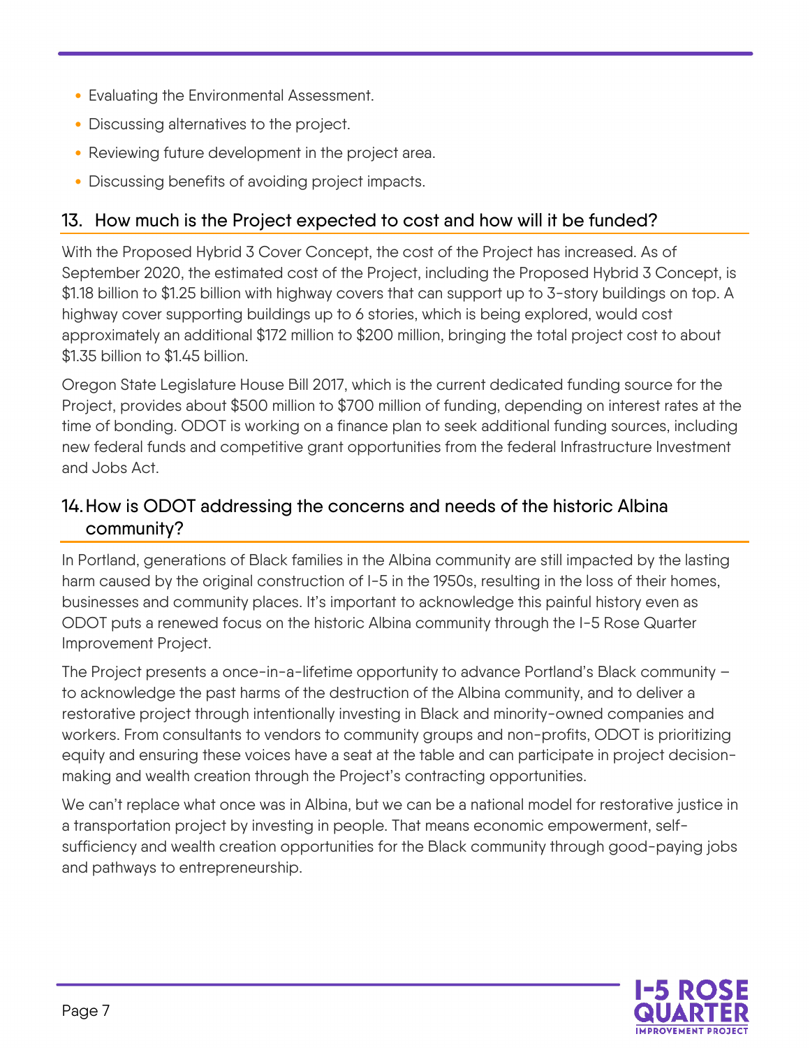- Evaluating the Environmental Assessment.
- Discussing alternatives to the project.
- Reviewing future development in the project area.
- Discussing benefits of avoiding project impacts.

## 13. How much is the Project expected to cost and how will it be funded?

With the Proposed Hybrid 3 Cover Concept, the cost of the Project has increased. As of September 2020, the estimated cost of the Project, including the Proposed Hybrid 3 Concept, is $1.18 billion to $1.25 billion with highway covers that can support up to 3-story buildings on top. A highway cover supporting buildings up to 6 stories, which is being explored, would cost approximately an additional $172 million to $200 million, bringing the total project cost to about $1.35 billion to $1.45 billion.

Oregon State Legislature House Bill 2017, which is the current dedicated funding source for the Project, provides about $500 million to $700 million of funding, depending on interest rates at the time of bonding. ODOT is working on a finance plan to seek additional funding sources, including new federal funds and competitive grant opportunities from the federal Infrastructure Investment and Jobs Act.

## 14. How is ODOT addressing the concerns and needs of the historic Albina community?

In Portland, generations of Black families in the Albina community are still impacted by the lasting harm caused by the original construction of I-5 in the 1950s, resulting in the loss of their homes, businesses and community places. It's important to acknowledge this painful history even as ODOT puts a renewed focus on the historic Albina community through the I-5 Rose Quarter Improvement Project.

The Project presents a once-in-a-lifetime opportunity to advance Portland's Black community – to acknowledge the past harms of the destruction of the Albina community, and to deliver a restorative project through intentionally investing in Black and minority-owned companies and workers. From consultants to vendors to community groups and non-profits, ODOT is prioritizing equity and ensuring these voices have a seat at the table and can participate in project decision-making and wealth creation through the Project's contracting opportunities.

We can't replace what once was in Albina, but we can be a national model for restorative justice in a transportation project by investing in people. That means economic empowerment, self-sufficiency and wealth creation opportunities for the Black community through good-paying jobs and pathways to entrepreneurship.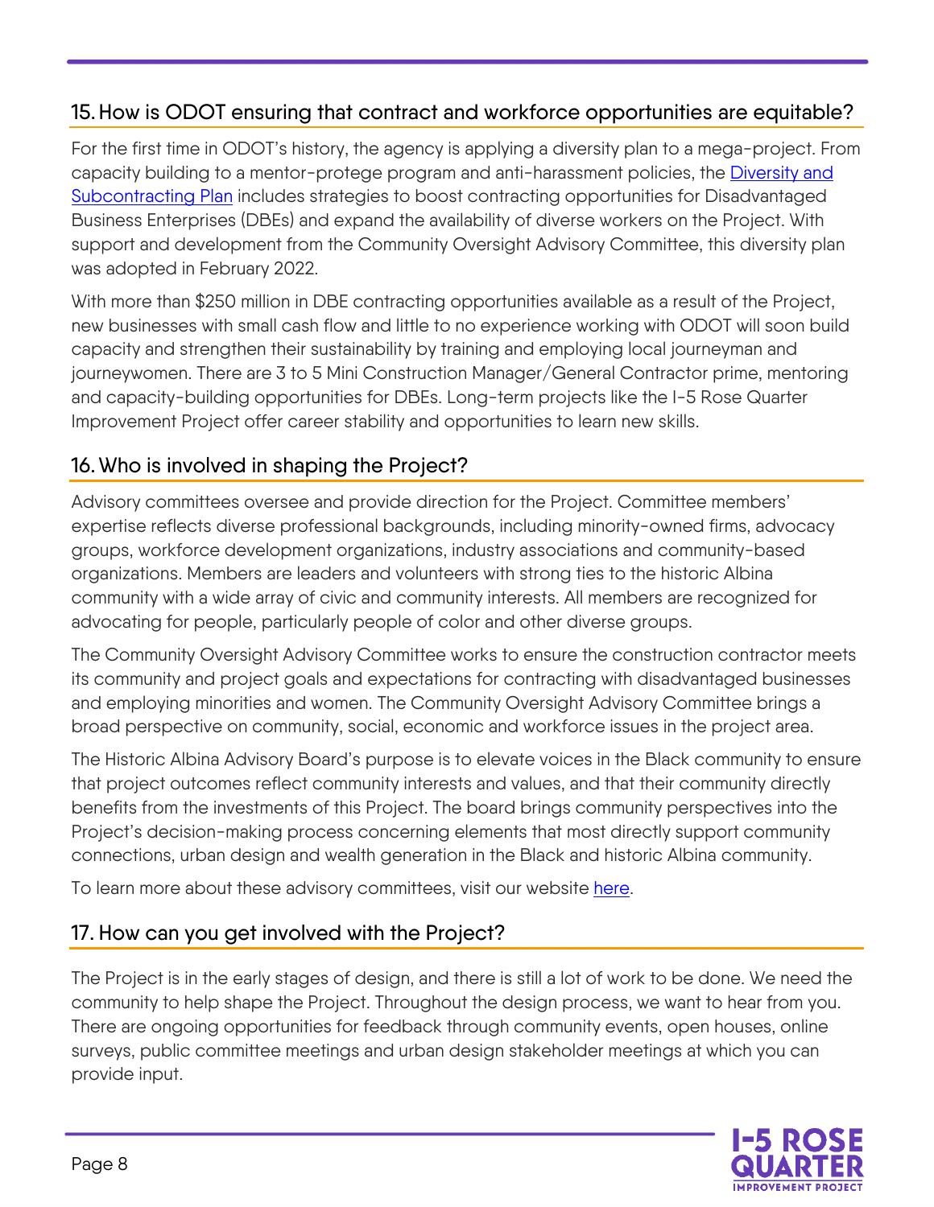## 15. How is ODOT ensuring that contract and workforce opportunities are equitable?

For the first time in ODOT's history, the agency is applying a diversity plan to a mega-project. From capacity building to a mentor-protege program and anti-harassment policies, the Diversity and Subcontracting Plan includes strategies to boost contracting opportunities for Disadvantaged Business Enterprises (DBEs) and expand the availability of diverse workers on the Project. With support and development from the Community Oversight Advisory Committee, this diversity plan was adopted in February 2022.

With more than $250 million in DBE contracting opportunities available as a result of the Project, new businesses with small cash flow and little to no experience working with ODOT will soon build capacity and strengthen their sustainability by training and employing local journeyman and journeywomen. There are 3 to 5 Mini Construction Manager/General Contractor prime, mentoring and capacity-building opportunities for DBEs. Long-term projects like the I-5 Rose Quarter Improvement Project offer career stability and opportunities to learn new skills.

## 16. Who is involved in shaping the Project?

Advisory committees oversee and provide direction for the Project. Committee members' expertise reflects diverse professional backgrounds, including minority-owned firms, advocacy groups, workforce development organizations, industry associations and community-based organizations. Members are leaders and volunteers with strong ties to the historic Albina community with a wide array of civic and community interests. All members are recognized for advocating for people, particularly people of color and other diverse groups.

The Community Oversight Advisory Committee works to ensure the construction contractor meets its community and project goals and expectations for contracting with disadvantaged businesses and employing minorities and women. The Community Oversight Advisory Committee brings a broad perspective on community, social, economic and workforce issues in the project area.

The Historic Albina Advisory Board's purpose is to elevate voices in the Black community to ensure that project outcomes reflect community interests and values, and that their community directly benefits from the investments of this Project. The board brings community perspectives into the Project's decision-making process concerning elements that most directly support community connections, urban design and wealth generation in the Black and historic Albina community.

To learn more about these advisory committees, visit our website here.

## 17. How can you get involved with the Project?

The Project is in the early stages of design, and there is still a lot of work to be done. We need the community to help shape the Project. Throughout the design process, we want to hear from you. There are ongoing opportunities for feedback through community events, open houses, online surveys, public committee meetings and urban design stakeholder meetings at which you can provide input.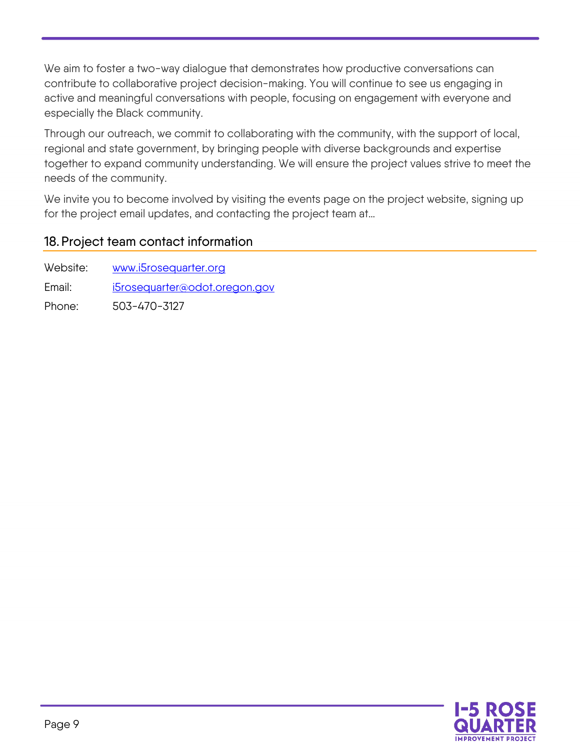We aim to foster a two-way dialogue that demonstrates how productive conversations can contribute to collaborative project decision-making. You will continue to see us engaging in active and meaningful conversations with people, focusing on engagement with everyone and especially the Black community.

Through our outreach, we commit to collaborating with the community, with the support of local, regional and state government, by bringing people with diverse backgrounds and expertise together to expand community understanding. We will ensure the project values strive to meet the needs of the community.

We invite you to become involved by visiting the events page on the project website, signing up for the project email updates, and contacting the project team at…

## 18. Project team contact information

| | |
|---|---|
| Website: | www.i5rosequarter.org |
| Email: | i5rosequarter@odot.oregon.gov |
| Phone: | 503-470-3127 |